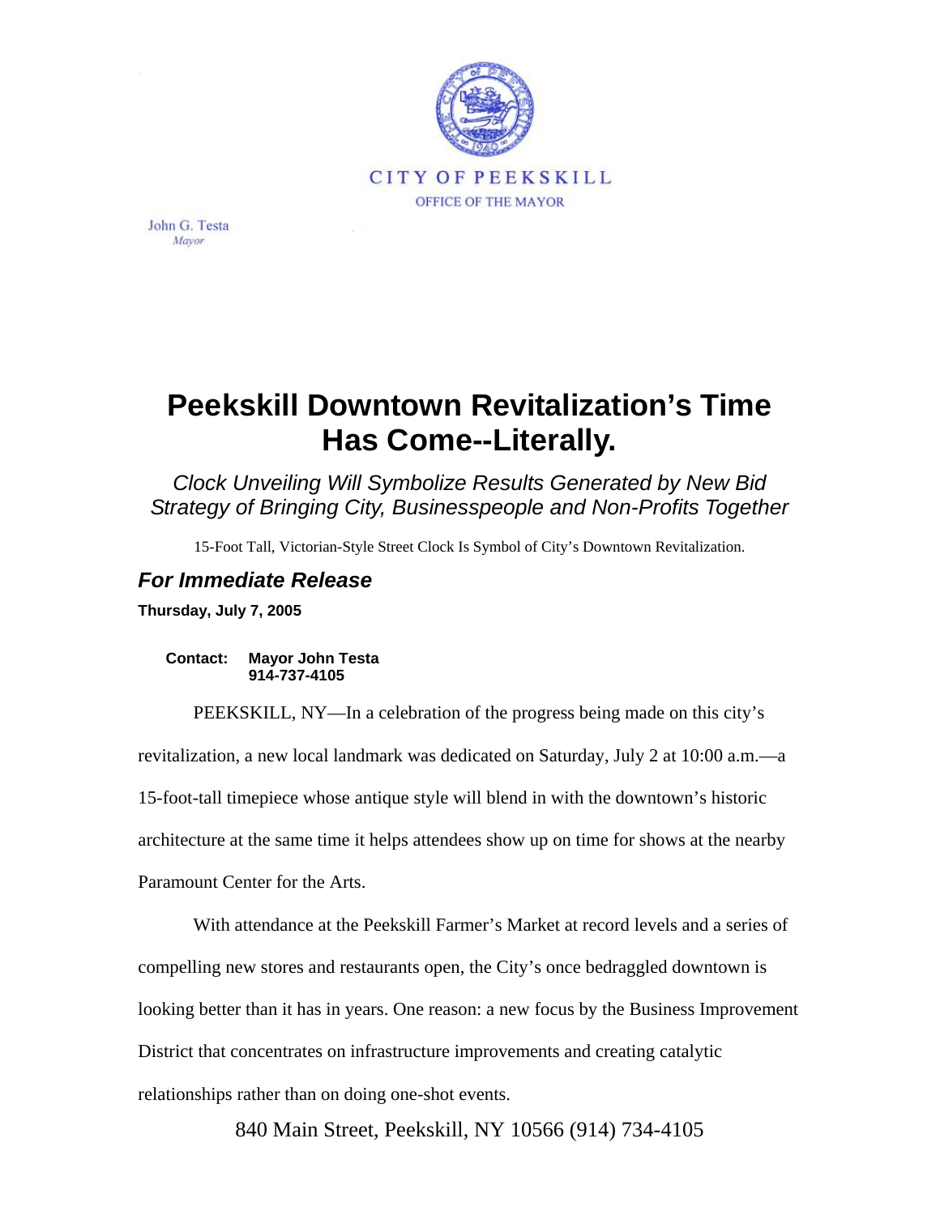CITY OF PEEKSKILL
OFFICE OF THE MAYOR

John G. Testa
*Mayor*

# Peekskill Downtown Revitalization's Time Has Come--Literally.

*Clock Unveiling Will Symbolize Results Generated by New Bid Strategy of Bringing City, Businesspeople and Non-Profits Together*

15-Foot Tall, Victorian-Style Street Clock Is Symbol of City's Downtown Revitalization.

## *For Immediate Release*

**Thursday, July 7, 2005**

**Contact: Mayor John Testa**
**914-737-4105**

PEEKSKILL, NY—In a celebration of the progress being made on this city's revitalization, a new local landmark was dedicated on Saturday, July 2 at 10:00 a.m.—a 15-foot-tall timepiece whose antique style will blend in with the downtown's historic architecture at the same time it helps attendees show up on time for shows at the nearby Paramount Center for the Arts.

With attendance at the Peekskill Farmer's Market at record levels and a series of compelling new stores and restaurants open, the City's once bedraggled downtown is looking better than it has in years. One reason: a new focus by the Business Improvement District that concentrates on infrastructure improvements and creating catalytic relationships rather than on doing one-shot events.

840 Main Street, Peekskill, NY 10566 (914) 734-4105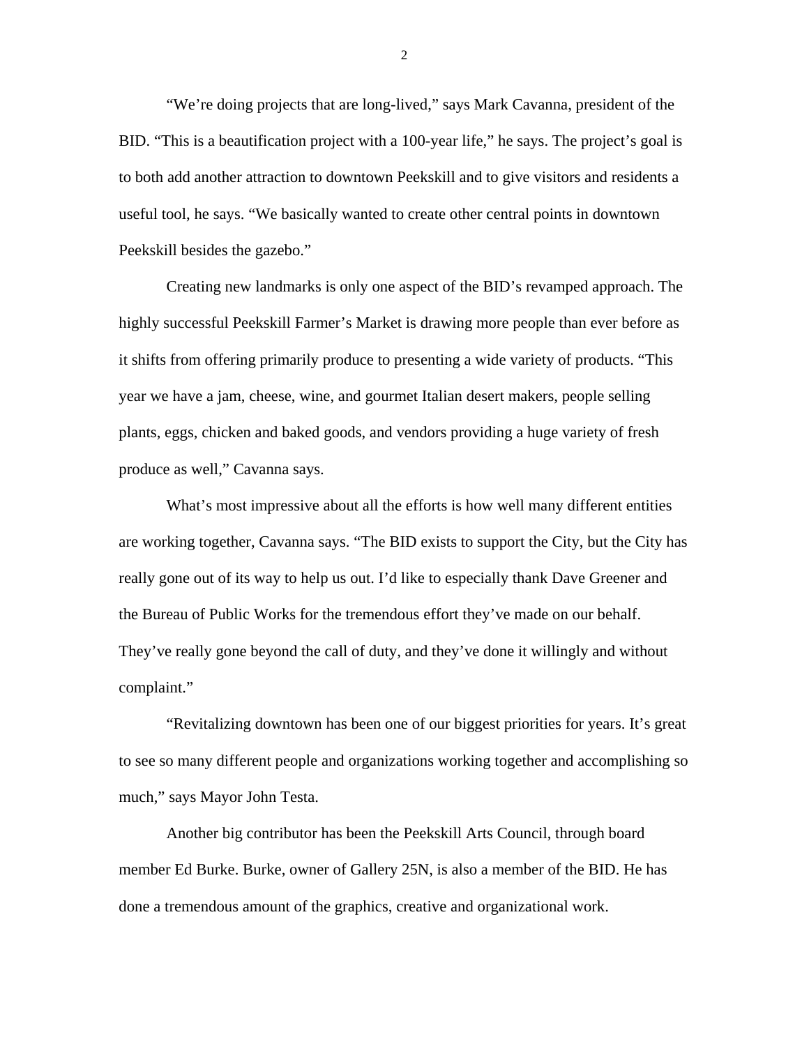"We're doing projects that are long-lived," says Mark Cavanna, president of the BID. "This is a beautification project with a 100-year life," he says. The project's goal is to both add another attraction to downtown Peekskill and to give visitors and residents a useful tool, he says. "We basically wanted to create other central points in downtown Peekskill besides the gazebo."

Creating new landmarks is only one aspect of the BID's revamped approach. The highly successful Peekskill Farmer's Market is drawing more people than ever before as it shifts from offering primarily produce to presenting a wide variety of products. "This year we have a jam, cheese, wine, and gourmet Italian desert makers, people selling plants, eggs, chicken and baked goods, and vendors providing a huge variety of fresh produce as well," Cavanna says.

What's most impressive about all the efforts is how well many different entities are working together, Cavanna says. "The BID exists to support the City, but the City has really gone out of its way to help us out. I'd like to especially thank Dave Greener and the Bureau of Public Works for the tremendous effort they've made on our behalf. They've really gone beyond the call of duty, and they've done it willingly and without complaint."

"Revitalizing downtown has been one of our biggest priorities for years. It's great to see so many different people and organizations working together and accomplishing so much," says Mayor John Testa.

Another big contributor has been the Peekskill Arts Council, through board member Ed Burke. Burke, owner of Gallery 25N, is also a member of the BID. He has done a tremendous amount of the graphics, creative and organizational work.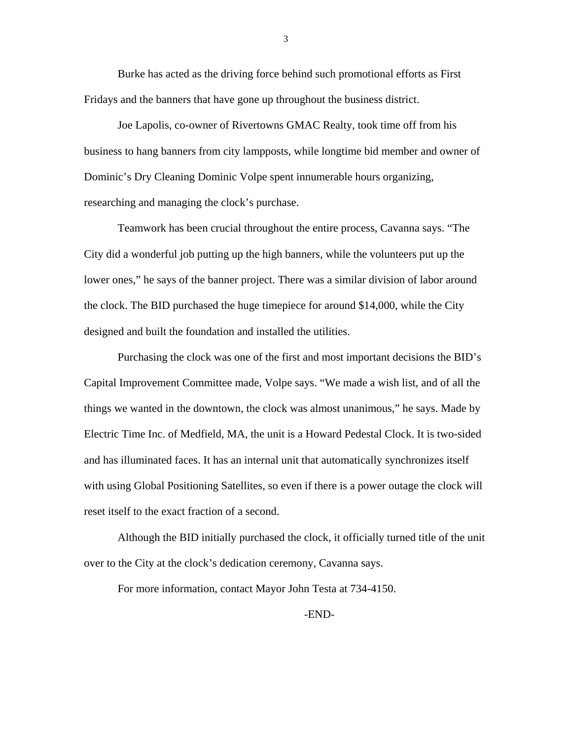Burke has acted as the driving force behind such promotional efforts as First Fridays and the banners that have gone up throughout the business district.

Joe Lapolis, co-owner of Rivertowns GMAC Realty, took time off from his business to hang banners from city lampposts, while longtime bid member and owner of Dominic's Dry Cleaning Dominic Volpe spent innumerable hours organizing, researching and managing the clock's purchase.

Teamwork has been crucial throughout the entire process, Cavanna says. "The City did a wonderful job putting up the high banners, while the volunteers put up the lower ones," he says of the banner project. There was a similar division of labor around the clock. The BID purchased the huge timepiece for around $14,000, while the City designed and built the foundation and installed the utilities.

Purchasing the clock was one of the first and most important decisions the BID's Capital Improvement Committee made, Volpe says. "We made a wish list, and of all the things we wanted in the downtown, the clock was almost unanimous," he says. Made by Electric Time Inc. of Medfield, MA, the unit is a Howard Pedestal Clock. It is two-sided and has illuminated faces. It has an internal unit that automatically synchronizes itself with using Global Positioning Satellites, so even if there is a power outage the clock will reset itself to the exact fraction of a second.

Although the BID initially purchased the clock, it officially turned title of the unit over to the City at the clock's dedication ceremony, Cavanna says.

For more information, contact Mayor John Testa at 734-4150.

-END-